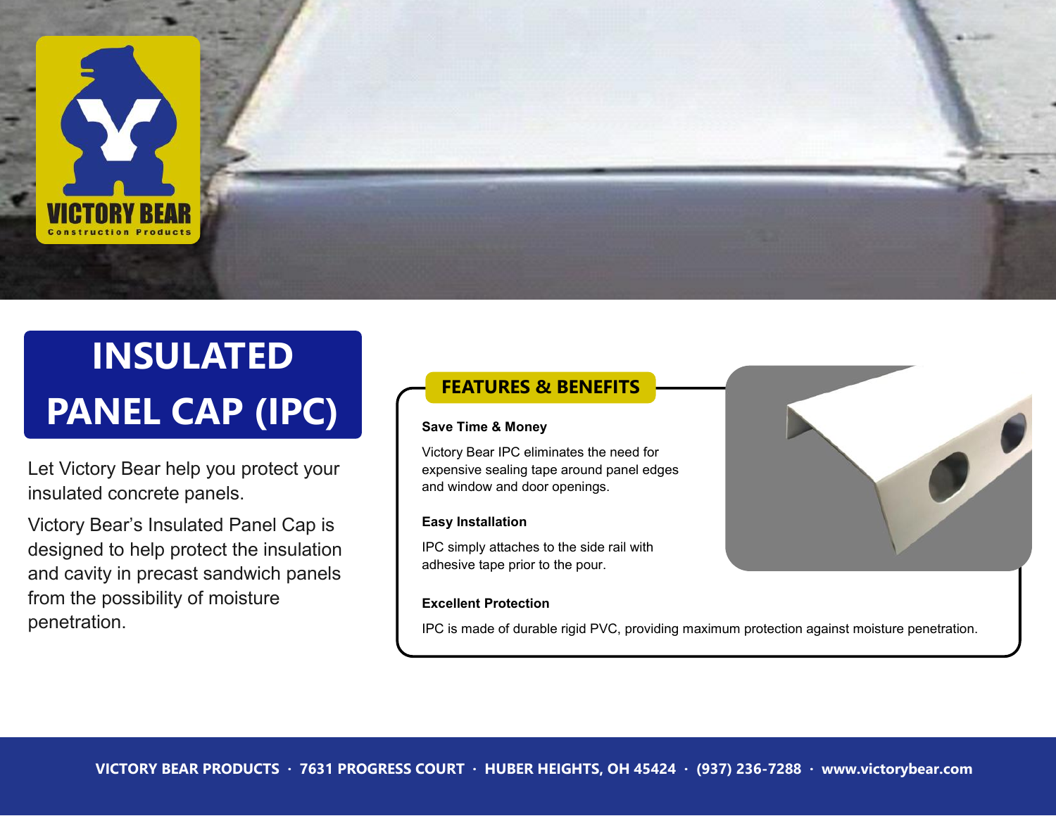VICTORY BEAR
Construction Products

# INSULATED PANEL CAP (IPC)

Let Victory Bear help you protect your insulated concrete panels.

Victory Bear's Insulated Panel Cap is designed to help protect the insulation and cavity in precast sandwich panels from the possibility of moisture penetration.

## FEATURES & BENEFITS

**Save Time & Money**

Victory Bear IPC eliminates the need for expensive sealing tape around panel edges and window and door openings.

**Easy Installation**

IPC simply attaches to the side rail with adhesive tape prior to the pour.

**Excellent Protection**

IPC is made of durable rigid PVC, providing maximum protection against moisture penetration.

**VICTORY BEAR PRODUCTS · 7631 PROGRESS COURT · HUBER HEIGHTS, OH 45424 · (937) 236-7288 · www.victorybear.com**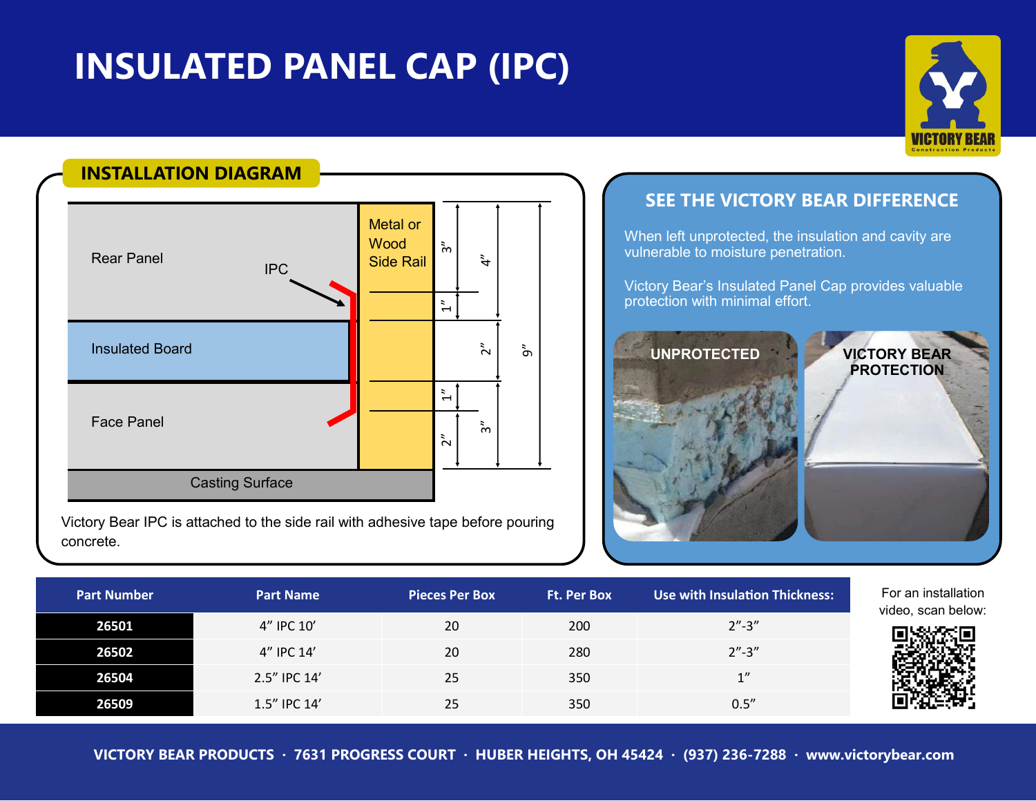# INSULATED PANEL CAP (IPC)

## INSTALLATION DIAGRAM

Rear Panel

IPC

Metal or Wood Side Rail

Insulated Board

Face Panel

Casting Surface

3”

4”

1”

2”

9”

1”

3”

2”

Victory Bear IPC is attached to the side rail with adhesive tape before pouring concrete.

## SEE THE VICTORY BEAR DIFFERENCE

When left unprotected, the insulation and cavity are vulnerable to moisture penetration.

Victory Bear’s Insulated Panel Cap provides valuable protection with minimal effort.

UNPROTECTED

VICTORY BEAR PROTECTION

| Part Number | Part Name | Pieces Per Box | Ft. Per Box | Use with Insulation Thickness: |
|---|---|---|---|---|
| 26501 | 4” IPC 10’ | 20 | 200 | 2”-3” |
| 26502 | 4” IPC 14’ | 20 | 280 | 2”-3” |
| 26504 | 2.5” IPC 14’ | 25 | 350 | 1” |
| 26509 | 1.5” IPC 14’ | 25 | 350 | 0.5” |

For an installation video, scan below:

**VICTORY BEAR PRODUCTS · 7631 PROGRESS COURT · HUBER HEIGHTS, OH 45424 · (937) 236-7288 · www.victorybear.com**